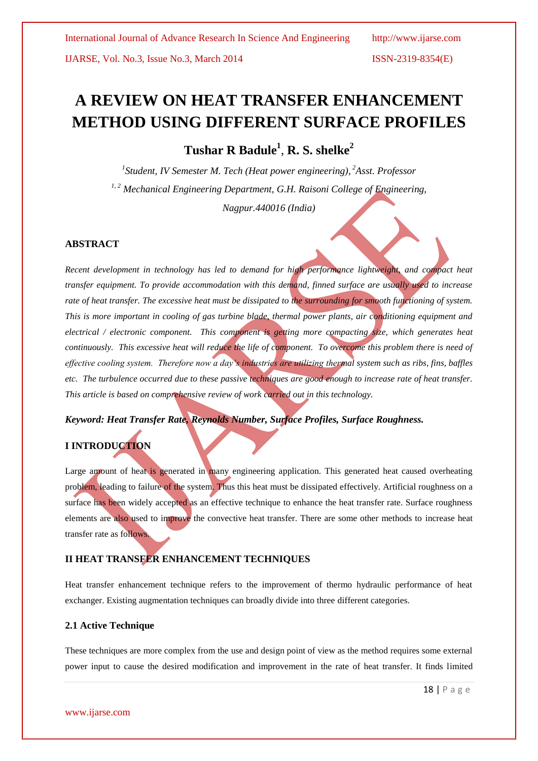# A REVIEW ON HEAT TRANSFER ENHANCEMENT METHOD USING DIFFERENT SURFACE PROFILES

**Tushar R Badule[1], R. S. shelke[2]**

*[1]Student, IV Semester M. Tech (Heat power engineering), [2]Asst. Professor*

*[1, 2] Mechanical Engineering Department, G.H. Raisoni College of Engineering, Nagpur.440016 (India)*

## ABSTRACT

*Recent development in technology has led to demand for high performance lightweight, and compact heat transfer equipment. To provide accommodation with this demand, finned surface are usually used to increase rate of heat transfer. The excessive heat must be dissipated to the surrounding for smooth functioning of system. This is more important in cooling of gas turbine blade, thermal power plants, air conditioning equipment and electrical / electronic component. This component is getting more compacting size, which generates heat continuously. This excessive heat will reduce the life of component. To overcome this problem there is need of effective cooling system. Therefore now a day's industries are utilizing thermal system such as ribs, fins, baffles etc. The turbulence occurred due to these passive techniques are good enough to increase rate of heat transfer. This article is based on comprehensive review of work carried out in this technology.*

***Keyword: Heat Transfer Rate, Reynolds Number, Surface Profiles, Surface Roughness.***

## I INTRODUCTION

Large amount of heat is generated in many engineering application. This generated heat caused overheating problem, leading to failure of the system. Thus this heat must be dissipated effectively. Artificial roughness on a surface has been widely accepted as an effective technique to enhance the heat transfer rate. Surface roughness elements are also used to improve the convective heat transfer. There are some other methods to increase heat transfer rate as follows.

## II HEAT TRANSFER ENHANCEMENT TECHNIQUES

Heat transfer enhancement technique refers to the improvement of thermo hydraulic performance of heat exchanger. Existing augmentation techniques can broadly divide into three different categories.

### 2.1 Active Technique

These techniques are more complex from the use and design point of view as the method requires some external power input to cause the desired modification and improvement in the rate of heat transfer. It finds limited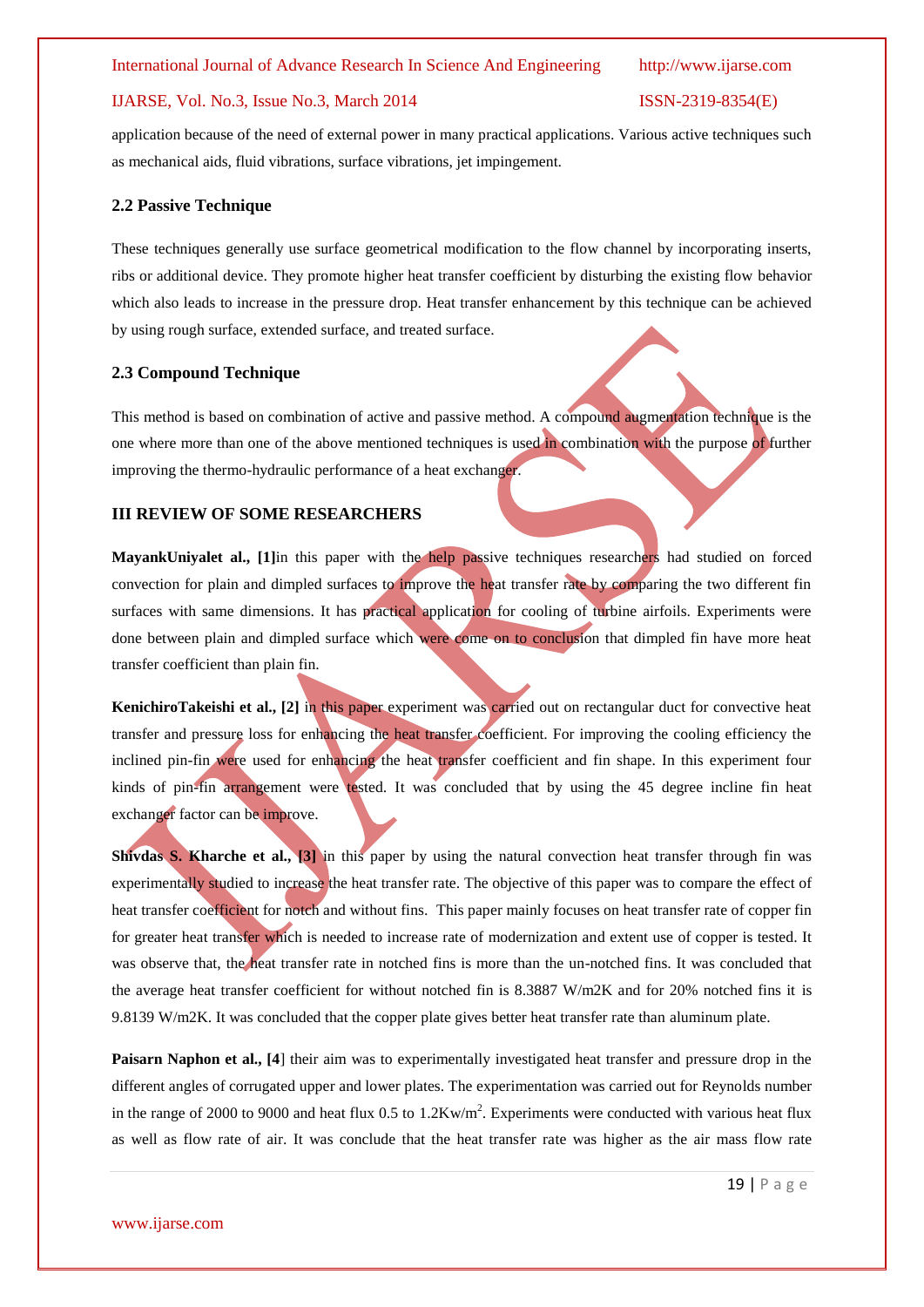application because of the need of external power in many practical applications. Various active techniques such as mechanical aids, fluid vibrations, surface vibrations, jet impingement.

### 2.2 Passive Technique

These techniques generally use surface geometrical modification to the flow channel by incorporating inserts, ribs or additional device. They promote higher heat transfer coefficient by disturbing the existing flow behavior which also leads to increase in the pressure drop. Heat transfer enhancement by this technique can be achieved by using rough surface, extended surface, and treated surface.

### 2.3 Compound Technique

This method is based on combination of active and passive method. A compound augmentation technique is the one where more than one of the above mentioned techniques is used in combination with the purpose of further improving the thermo-hydraulic performance of a heat exchanger.

## III REVIEW OF SOME RESEARCHERS

**MayankUniyalet al., [1]**in this paper with the help passive techniques researchers had studied on forced convection for plain and dimpled surfaces to improve the heat transfer rate by comparing the two different fin surfaces with same dimensions. It has practical application for cooling of turbine airfoils. Experiments were done between plain and dimpled surface which were come on to conclusion that dimpled fin have more heat transfer coefficient than plain fin.

**KenichiroTakeishi et al., [2]** in this paper experiment was carried out on rectangular duct for convective heat transfer and pressure loss for enhancing the heat transfer coefficient. For improving the cooling efficiency the inclined pin-fin were used for enhancing the heat transfer coefficient and fin shape. In this experiment four kinds of pin-fin arrangement were tested. It was concluded that by using the 45 degree incline fin heat exchanger factor can be improve.

**Shivdas S. Kharche et al., [3]** in this paper by using the natural convection heat transfer through fin was experimentally studied to increase the heat transfer rate. The objective of this paper was to compare the effect of heat transfer coefficient for notch and without fins. This paper mainly focuses on heat transfer rate of copper fin for greater heat transfer which is needed to increase rate of modernization and extent use of copper is tested. It was observe that, the heat transfer rate in notched fins is more than the un-notched fins. It was concluded that the average heat transfer coefficient for without notched fin is 8.3887 W/m2K and for 20% notched fins it is 9.8139 W/m2K. It was concluded that the copper plate gives better heat transfer rate than aluminum plate.

**Paisarn Naphon et al., [4**] their aim was to experimentally investigated heat transfer and pressure drop in the different angles of corrugated upper and lower plates. The experimentation was carried out for Reynolds number in the range of 2000 to 9000 and heat flux 0.5 to 1.2Kw/$m^2$. Experiments were conducted with various heat flux as well as flow rate of air. It was conclude that the heat transfer rate was higher as the air mass flow rate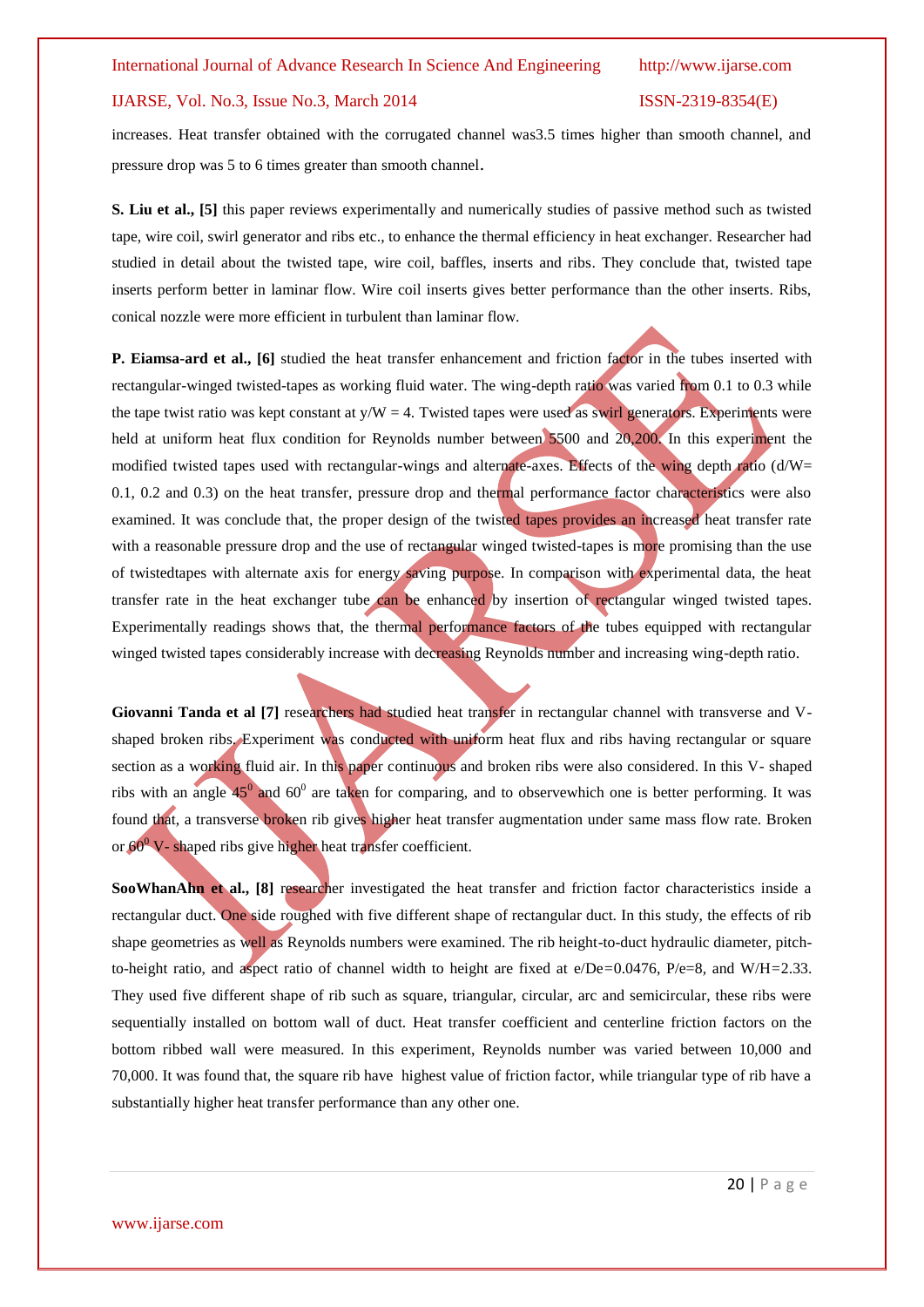increases. Heat transfer obtained with the corrugated channel was3.5 times higher than smooth channel, and pressure drop was 5 to 6 times greater than smooth channel.

**S. Liu et al., [5]** this paper reviews experimentally and numerically studies of passive method such as twisted tape, wire coil, swirl generator and ribs etc., to enhance the thermal efficiency in heat exchanger. Researcher had studied in detail about the twisted tape, wire coil, baffles, inserts and ribs. They conclude that, twisted tape inserts perform better in laminar flow. Wire coil inserts gives better performance than the other inserts. Ribs, conical nozzle were more efficient in turbulent than laminar flow.

**P. Eiamsa-ard et al., [6]** studied the heat transfer enhancement and friction factor in the tubes inserted with rectangular-winged twisted-tapes as working fluid water. The wing-depth ratio was varied from 0.1 to 0.3 while the tape twist ratio was kept constant at $y/W = 4$. Twisted tapes were used as swirl generators. Experiments were held at uniform heat flux condition for Reynolds number between 5500 and 20,200. In this experiment the modified twisted tapes used with rectangular-wings and alternate-axes. Effects of the wing depth ratio ($d/W$= 0.1, 0.2 and 0.3) on the heat transfer, pressure drop and thermal performance factor characteristics were also examined. It was conclude that, the proper design of the twisted tapes provides an increased heat transfer rate with a reasonable pressure drop and the use of rectangular winged twisted-tapes is more promising than the use of twistedtapes with alternate axis for energy saving purpose. In comparison with experimental data, the heat transfer rate in the heat exchanger tube can be enhanced by insertion of rectangular winged twisted tapes. Experimentally readings shows that, the thermal performance factors of the tubes equipped with rectangular winged twisted tapes considerably increase with decreasing Reynolds number and increasing wing-depth ratio.

**Giovanni Tanda et al [7]** researchers had studied heat transfer in rectangular channel with transverse and V-shaped broken ribs. Experiment was conducted with uniform heat flux and ribs having rectangular or square section as a working fluid air. In this paper continuous and broken ribs were also considered. In this V- shaped ribs with an angle $45^0$ and $60^0$ are taken for comparing, and to observewhich one is better performing. It was found that, a transverse broken rib gives higher heat transfer augmentation under same mass flow rate. Broken or $60^0$ V- shaped ribs give higher heat transfer coefficient.

**SooWhanAhn et al., [8]** researcher investigated the heat transfer and friction factor characteristics inside a rectangular duct. One side roughed with five different shape of rectangular duct. In this study, the effects of rib shape geometries as well as Reynolds numbers were examined. The rib height-to-duct hydraulic diameter, pitch-to-height ratio, and aspect ratio of channel width to height are fixed at $e/De=0.0476$, $P/e=8$, and $W/H=2.33$. They used five different shape of rib such as square, triangular, circular, arc and semicircular, these ribs were sequentially installed on bottom wall of duct. Heat transfer coefficient and centerline friction factors on the bottom ribbed wall were measured. In this experiment, Reynolds number was varied between 10,000 and 70,000. It was found that, the square rib have highest value of friction factor, while triangular type of rib have a substantially higher heat transfer performance than any other one.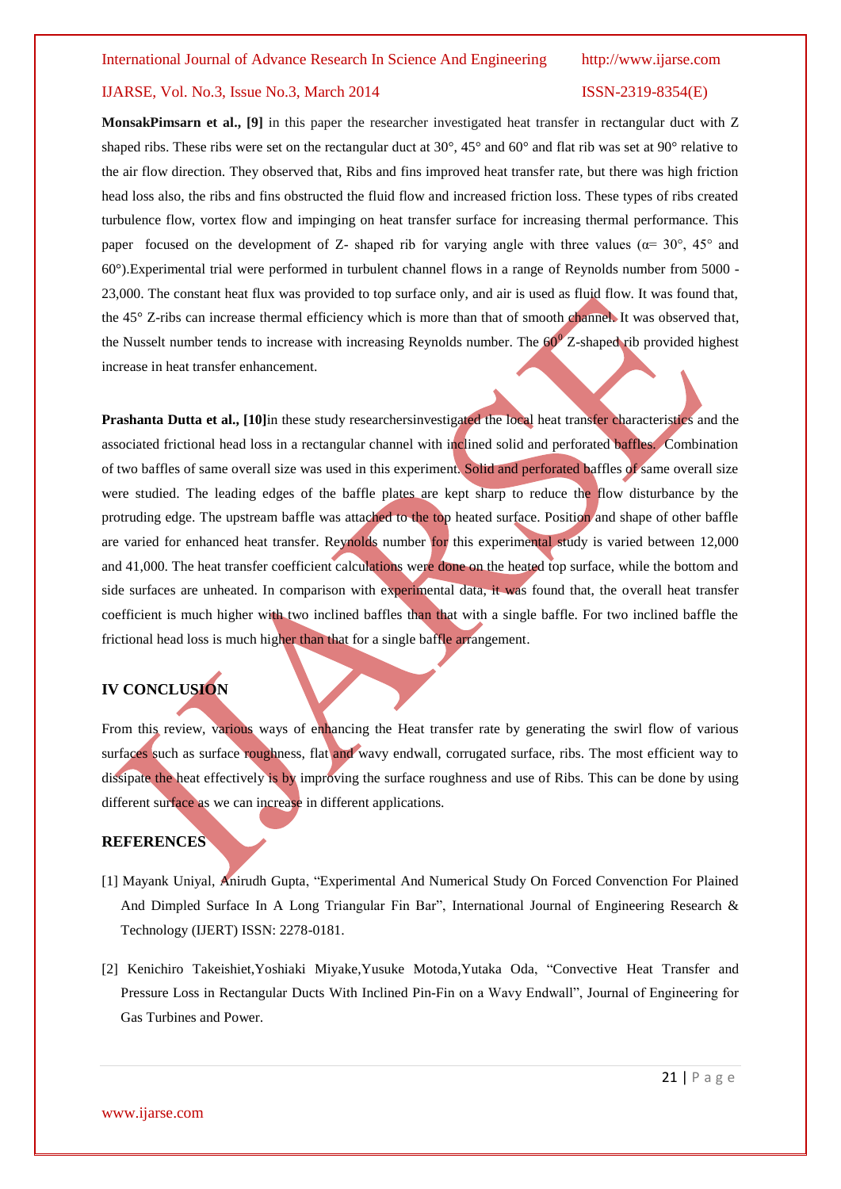**MonsakPimsarn et al., [9]** in this paper the researcher investigated heat transfer in rectangular duct with Z shaped ribs. These ribs were set on the rectangular duct at 30°, 45° and 60° and flat rib was set at 90° relative to the air flow direction. They observed that, Ribs and fins improved heat transfer rate, but there was high friction head loss also, the ribs and fins obstructed the fluid flow and increased friction loss. These types of ribs created turbulence flow, vortex flow and impinging on heat transfer surface for increasing thermal performance. This paper focused on the development of Z- shaped rib for varying angle with three values (α= 30°, 45° and 60°).Experimental trial were performed in turbulent channel flows in a range of Reynolds number from 5000 - 23,000. The constant heat flux was provided to top surface only, and air is used as fluid flow. It was found that, the 45° Z-ribs can increase thermal efficiency which is more than that of smooth channel. It was observed that, the Nusselt number tends to increase with increasing Reynolds number. The $60^0$ Z-shaped rib provided highest increase in heat transfer enhancement.

**Prashanta Dutta et al., [10]**in these study researchersinvestigated the local heat transfer characteristics and the associated frictional head loss in a rectangular channel with inclined solid and perforated baffles. Combination of two baffles of same overall size was used in this experiment. Solid and perforated baffles of same overall size were studied. The leading edges of the baffle plates are kept sharp to reduce the flow disturbance by the protruding edge. The upstream baffle was attached to the top heated surface. Position and shape of other baffle are varied for enhanced heat transfer. Reynolds number for this experimental study is varied between 12,000 and 41,000. The heat transfer coefficient calculations were done on the heated top surface, while the bottom and side surfaces are unheated. In comparison with experimental data, it was found that, the overall heat transfer coefficient is much higher with two inclined baffles than that with a single baffle. For two inclined baffle the frictional head loss is much higher than that for a single baffle arrangement.

## IV CONCLUSION

From this review, various ways of enhancing the Heat transfer rate by generating the swirl flow of various surfaces such as surface roughness, flat and wavy endwall, corrugated surface, ribs. The most efficient way to dissipate the heat effectively is by improving the surface roughness and use of Ribs. This can be done by using different surface as we can increase in different applications.

## REFERENCES

[1] Mayank Uniyal, Anirudh Gupta, "Experimental And Numerical Study On Forced Convection For Plained And Dimpled Surface In A Long Triangular Fin Bar", International Journal of Engineering Research & Technology (IJERT) ISSN: 2278-0181.

[2] Kenichiro Takeishiet,Yoshiaki Miyake,Yusuke Motoda,Yutaka Oda, "Convective Heat Transfer and Pressure Loss in Rectangular Ducts With Inclined Pin-Fin on a Wavy Endwall", Journal of Engineering for Gas Turbines and Power.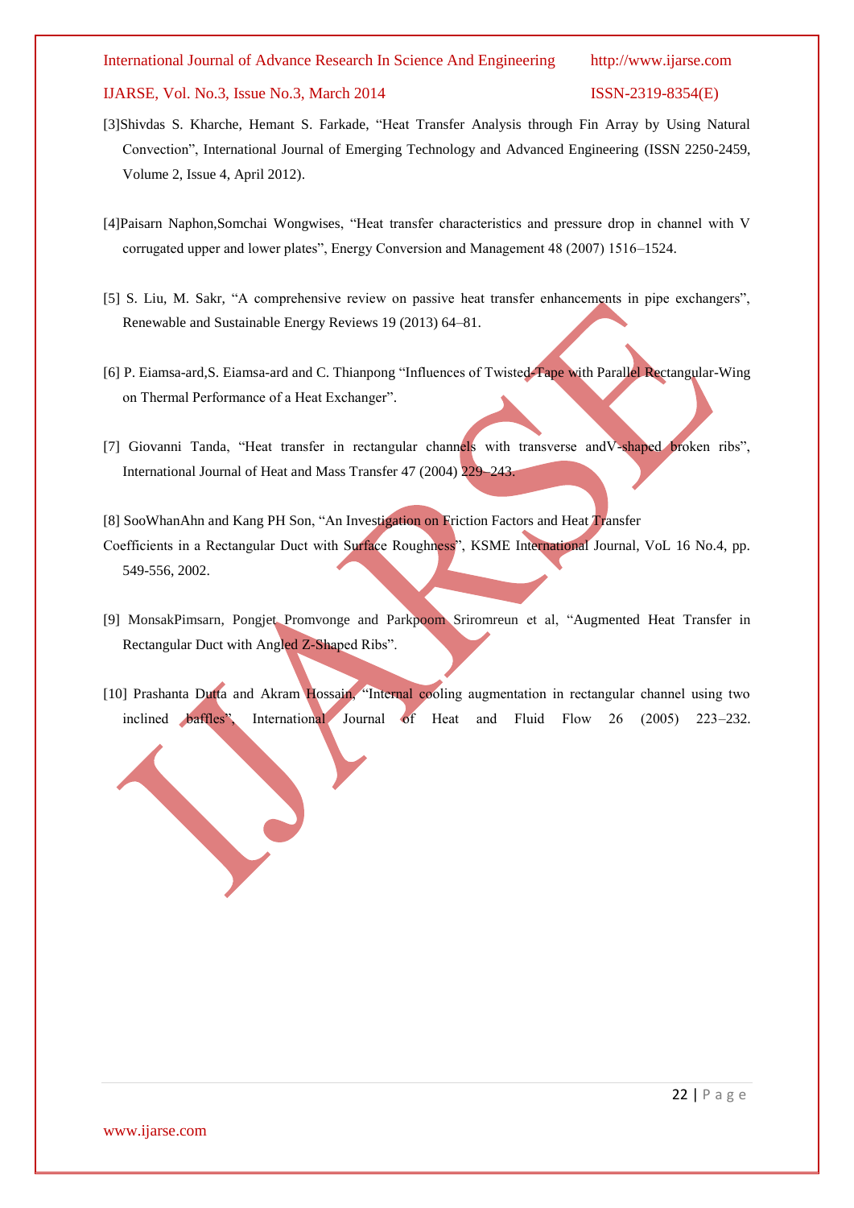[3]Shivdas S. Kharche, Hemant S. Farkade, "Heat Transfer Analysis through Fin Array by Using Natural Convection", International Journal of Emerging Technology and Advanced Engineering (ISSN 2250-2459, Volume 2, Issue 4, April 2012).

[4]Paisarn Naphon,Somchai Wongwises, "Heat transfer characteristics and pressure drop in channel with V corrugated upper and lower plates", Energy Conversion and Management 48 (2007) 1516–1524.

[5] S. Liu, M. Sakr, "A comprehensive review on passive heat transfer enhancements in pipe exchangers", Renewable and Sustainable Energy Reviews 19 (2013) 64–81.

[6] P. Eiamsa-ard,S. Eiamsa-ard and C. Thianpong "Influences of Twisted-Tape with Parallel Rectangular-Wing on Thermal Performance of a Heat Exchanger".

[7] Giovanni Tanda, "Heat transfer in rectangular channels with transverse andV-shaped broken ribs", International Journal of Heat and Mass Transfer 47 (2004) 229–243.

[8] SooWhanAhn and Kang PH Son, "An Investigation on Friction Factors and Heat Transfer Coefficients in a Rectangular Duct with Surface Roughness", KSME International Journal, VoL 16 No.4, pp. 549-556, 2002.

[9] MonsakPimsarn, Pongjet Promvonge and Parkpoom Sriromreun et al, "Augmented Heat Transfer in Rectangular Duct with Angled Z-Shaped Ribs".

[10] Prashanta Dutta and Akram Hossain, "Internal cooling augmentation in rectangular channel using two inclined baffles", International Journal of Heat and Fluid Flow 26 (2005) 223–232.